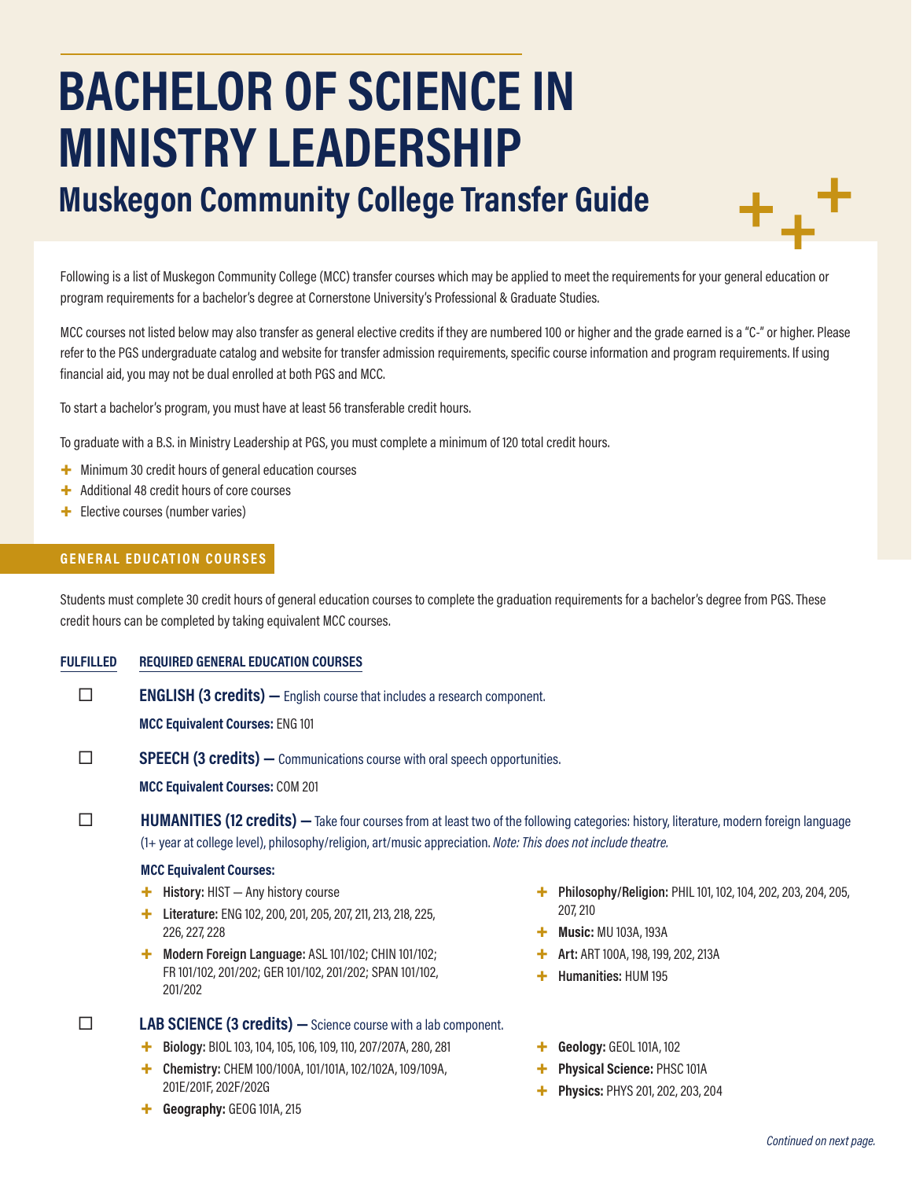# BACHELOR OF SCIENCE IN MINISTRY LEADERSHIP

## Muskegon Community College Transfer Guide

Following is a list of Muskegon Community College (MCC) transfer courses which may be applied to meet the requirements for your general education or program requirements for a bachelor's degree at Cornerstone University's Professional & Graduate Studies.

MCC courses not listed below may also transfer as general elective credits if they are numbered 100 or higher and the grade earned is a "C-" or higher. Please refer to the PGS undergraduate catalog and website for transfer admission requirements, specific course information and program requirements. If using financial aid, you may not be dual enrolled at both PGS and MCC.

To start a bachelor's program, you must have at least 56 transferable credit hours.

To graduate with a B.S. in Ministry Leadership at PGS, you must complete a minimum of 120 total credit hours.

- Minimum 30 credit hours of general education courses
- Additional 48 credit hours of core courses
- Elective courses (number varies)

## GENERAL EDUCATION COURSES

Students must complete 30 credit hours of general education courses to complete the graduation requirements for a bachelor's degree from PGS. These credit hours can be completed by taking equivalent MCC courses.

**FULFILLED** | **REQUIRED GENERAL EDUCATION COURSES**

☐ **ENGLISH (3 credits) —** English course that includes a research component.

**MCC Equivalent Courses:** ENG 101

☐ **SPEECH (3 credits) —** Communications course with oral speech opportunities.

**MCC Equivalent Courses:** COM 201

☐ **HUMANITIES (12 credits) —** Take four courses from at least two of the following categories: history, literature, modern foreign language (1+ year at college level), philosophy/religion, art/music appreciation. *Note: This does not include theatre.*

**MCC Equivalent Courses:**

- **History:** HIST — Any history course
- **Literature:** ENG 102, 200, 201, 205, 207, 211, 213, 218, 225, 226, 227, 228
- **Modern Foreign Language:** ASL 101/102; CHIN 101/102; FR 101/102, 201/202; GER 101/102, 201/202; SPAN 101/102, 201/202
- **Philosophy/Religion:** PHIL 101, 102, 104, 202, 203, 204, 205, 207, 210
- **Music:** MU 103A, 193A
- **Art:** ART 100A, 198, 199, 202, 213A
- **Humanities:** HUM 195

☐ **LAB SCIENCE (3 credits) —** Science course with a lab component.

- **Biology:** BIOL 103, 104, 105, 106, 109, 110, 207/207A, 280, 281
- **Chemistry:** CHEM 100/100A, 101/101A, 102/102A, 109/109A, 201E/201F, 202F/202G
- **Geography:** GEOG 101A, 215
- **Geology:** GEOL 101A, 102
- **Physical Science:** PHSC 101A
- **Physics:** PHYS 201, 202, 203, 204

*Continued on next page.*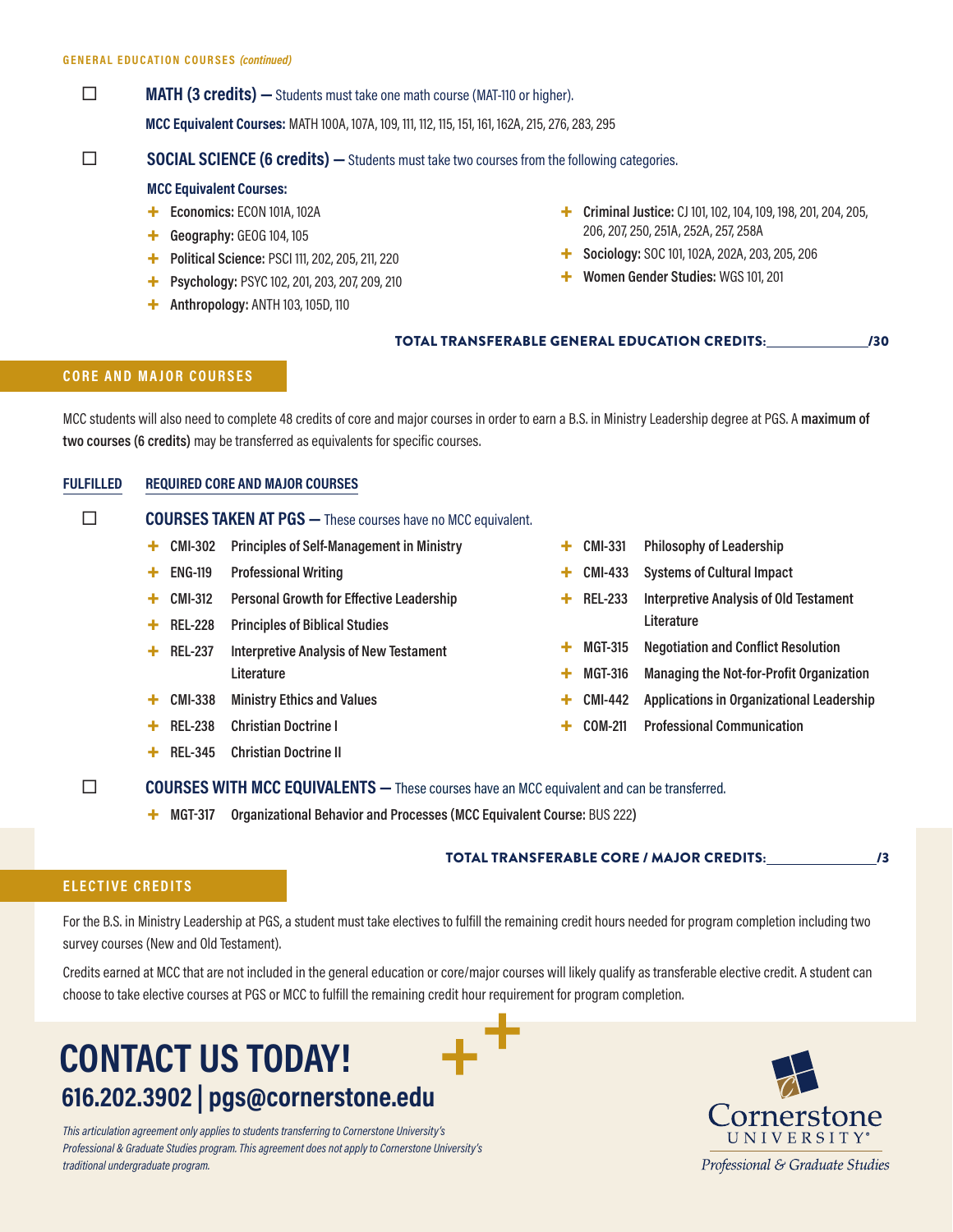GENERAL EDUCATION COURSES *(continued)*

☐ **MATH (3 credits) —** Students must take one math course (MAT-110 or higher).

**MCC Equivalent Courses:** MATH 100A, 107A, 109, 111, 112, 115, 151, 161, 162A, 215, 276, 283, 295

☐ **SOCIAL SCIENCE (6 credits) —** Students must take two courses from the following categories.

**MCC Equivalent Courses:**

- **Economics:** ECON 101A, 102A
- **Geography:** GEOG 104, 105
- **Political Science:** PSCI 111, 202, 205, 211, 220
- **Psychology:** PSYC 102, 201, 203, 207, 209, 210
- **Anthropology:** ANTH 103, 105D, 110
- **Criminal Justice:** CJ 101, 102, 104, 109, 198, 201, 204, 205, 206, 207, 250, 251A, 252A, 257, 258A
- **Sociology:** SOC 101, 102A, 202A, 203, 205, 206
- **Women Gender Studies:** WGS 101, 201

**TOTAL TRANSFERABLE GENERAL EDUCATION CREDITS:______________/30**

## CORE AND MAJOR COURSES

MCC students will also need to complete 48 credits of core and major courses in order to earn a B.S. in Ministry Leadership degree at PGS. A **maximum of two courses (6 credits)** may be transferred as equivalents for specific courses.

**FULFILLED** | **REQUIRED CORE AND MAJOR COURSES**

☐ **COURSES TAKEN AT PGS —** These courses have no MCC equivalent.

- **CMI-302** Principles of Self-Management in Ministry
- **ENG-119** Professional Writing
- **CMI-312** Personal Growth for Effective Leadership
- **REL-228** Principles of Biblical Studies
- **REL-237** Interpretive Analysis of New Testament Literature
- **CMI-338** Ministry Ethics and Values
- **REL-238** Christian Doctrine I
- **REL-345** Christian Doctrine II
- **CMI-331** Philosophy of Leadership
- **CMI-433** Systems of Cultural Impact
- **REL-233** Interpretive Analysis of Old Testament Literature
- **MGT-315** Negotiation and Conflict Resolution
- **MGT-316** Managing the Not-for-Profit Organization
- **CMI-442** Applications in Organizational Leadership
- **COM-211** Professional Communication

☐ **COURSES WITH MCC EQUIVALENTS —** These courses have an MCC equivalent and can be transferred.

- **MGT-317** Organizational Behavior and Processes (**MCC Equivalent Course:** BUS 222)

**TOTAL TRANSFERABLE CORE / MAJOR CREDITS:______________/3**

## ELECTIVE CREDITS

For the B.S. in Ministry Leadership at PGS, a student must take electives to fulfill the remaining credit hours needed for program completion including two survey courses (New and Old Testament).

Credits earned at MCC that are not included in the general education or core/major courses will likely qualify as transferable elective credit. A student can choose to take elective courses at PGS or MCC to fulfill the remaining credit hour requirement for program completion.

# CONTACT US TODAY!

## 616.202.3902 | pgs@cornerstone.edu

*This articulation agreement only applies to students transferring to Cornerstone University's Professional & Graduate Studies program. This agreement does not apply to Cornerstone University's traditional undergraduate program.*

Cornerstone UNIVERSITY®
*Professional & Graduate Studies*